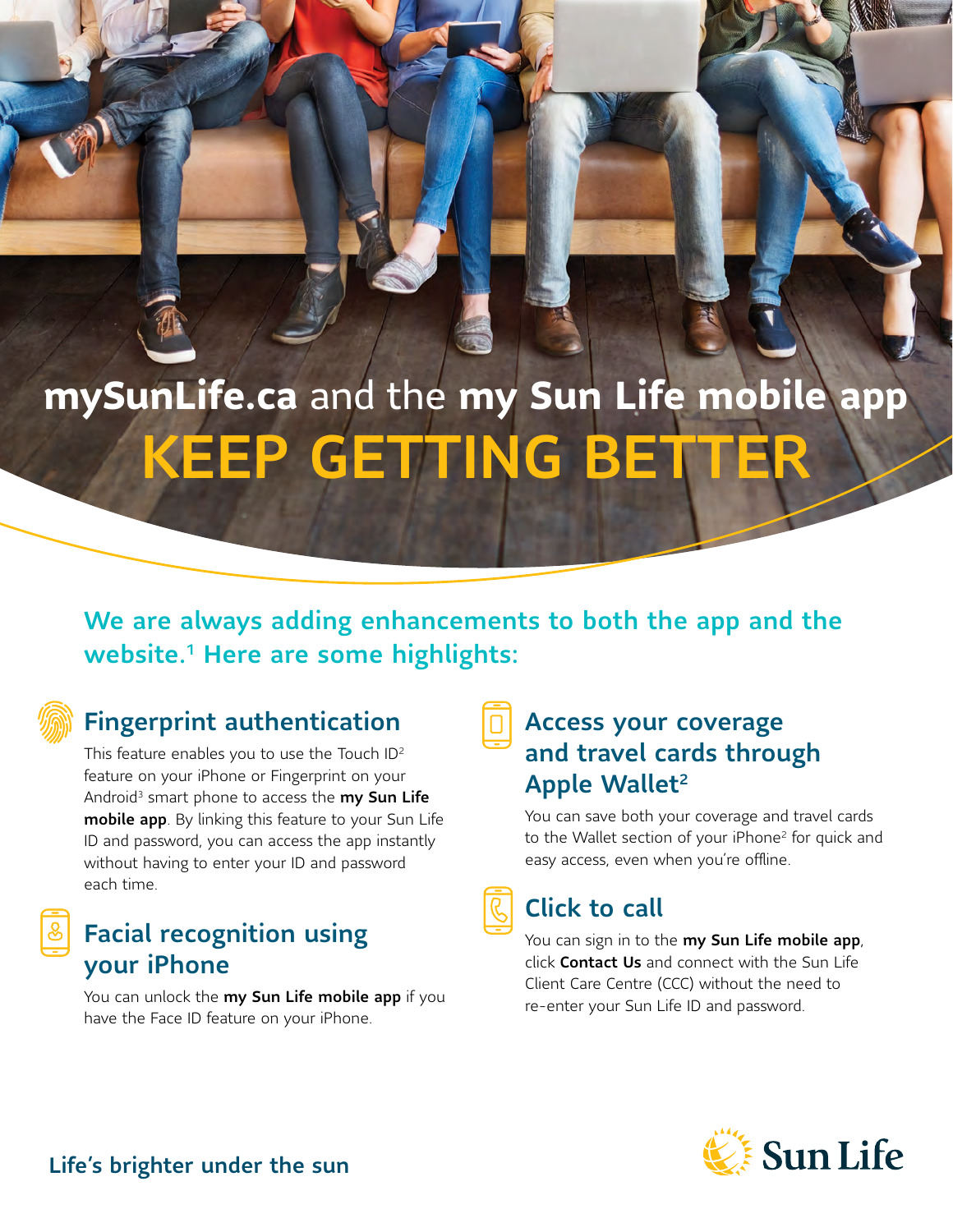# **mySunLife.ca** and the **my Sun Life mobile app** KEEP GETTING BETTER

## We are always adding enhancements to both the app and the website.[1] Here are some highlights:

### Fingerprint authentication

This feature enables you to use the Touch ID[2] feature on your iPhone or Fingerprint on your Android[3] smart phone to access the **my Sun Life mobile app**. By linking this feature to your Sun Life ID and password, you can access the app instantly without having to enter your ID and password each time.

### Facial recognition using your iPhone

You can unlock the **my Sun Life mobile app** if you have the Face ID feature on your iPhone.

### Access your coverage and travel cards through Apple Wallet[2]

You can save both your coverage and travel cards to the Wallet section of your iPhone[2] for quick and easy access, even when you're offline.

### Click to call

You can sign in to the **my Sun Life mobile app**, click **Contact Us** and connect with the Sun Life Client Care Centre (CCC) without the need to re-enter your Sun Life ID and password.

**Life's brighter under the sun**

Sun Life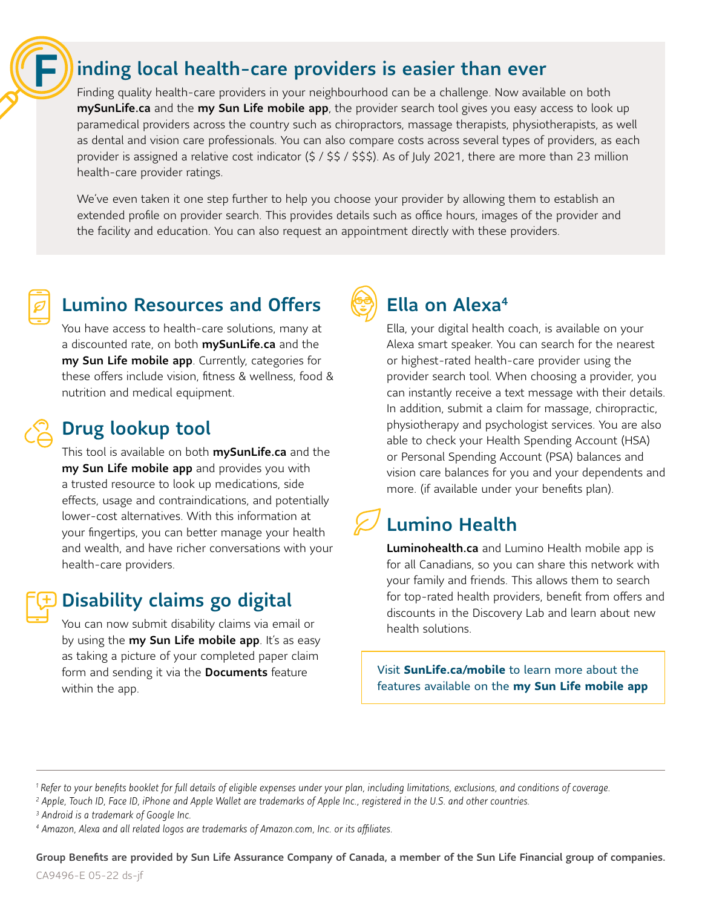## Finding local health-care providers is easier than ever

Finding quality health-care providers in your neighbourhood can be a challenge. Now available on both **mySunLife.ca** and the **my Sun Life mobile app**, the provider search tool gives you easy access to look up paramedical providers across the country such as chiropractors, massage therapists, physiotherapists, as well as dental and vision care professionals. You can also compare costs across several types of providers, as each provider is assigned a relative cost indicator ($ / $$ / $$$). As of July 2021, there are more than 23 million health-care provider ratings.

We've even taken it one step further to help you choose your provider by allowing them to establish an extended profile on provider search. This provides details such as office hours, images of the provider and the facility and education. You can also request an appointment directly with these providers.

## Lumino Resources and Offers

You have access to health-care solutions, many at a discounted rate, on both **mySunLife.ca** and the **my Sun Life mobile app**. Currently, categories for these offers include vision, fitness & wellness, food & nutrition and medical equipment.

## Drug lookup tool

This tool is available on both **mySunLife.ca** and the **my Sun Life mobile app** and provides you with a trusted resource to look up medications, side effects, usage and contraindications, and potentially lower-cost alternatives. With this information at your fingertips, you can better manage your health and wealth, and have richer conversations with your health-care providers.

## Disability claims go digital

You can now submit disability claims via email or by using the **my Sun Life mobile app**. It's as easy as taking a picture of your completed paper claim form and sending it via the **Documents** feature within the app.

## Ella on Alexa[4]

Ella, your digital health coach, is available on your Alexa smart speaker. You can search for the nearest or highest-rated health-care provider using the provider search tool. When choosing a provider, you can instantly receive a text message with their details. In addition, submit a claim for massage, chiropractic, physiotherapy and psychologist services. You are also able to check your Health Spending Account (HSA) or Personal Spending Account (PSA) balances and vision care balances for you and your dependents and more. (if available under your benefits plan).

## Lumino Health

**Luminohealth.ca** and Lumino Health mobile app is for all Canadians, so you can share this network with your family and friends. This allows them to search for top-rated health providers, benefit from offers and discounts in the Discovery Lab and learn about new health solutions.

Visit **SunLife.ca/mobile** to learn more about the features available on the **my Sun Life mobile app**

---

*[1] Refer to your benefits booklet for full details of eligible expenses under your plan, including limitations, exclusions, and conditions of coverage.*
*[2] Apple, Touch ID, Face ID, iPhone and Apple Wallet are trademarks of Apple Inc., registered in the U.S. and other countries.*
*[3] Android is a trademark of Google Inc.*
*[4] Amazon, Alexa and all related logos are trademarks of Amazon.com, Inc. or its affiliates.*

**Group Benefits are provided by Sun Life Assurance Company of Canada, a member of the Sun Life Financial group of companies.**

CA9496-E 05-22 ds-jf